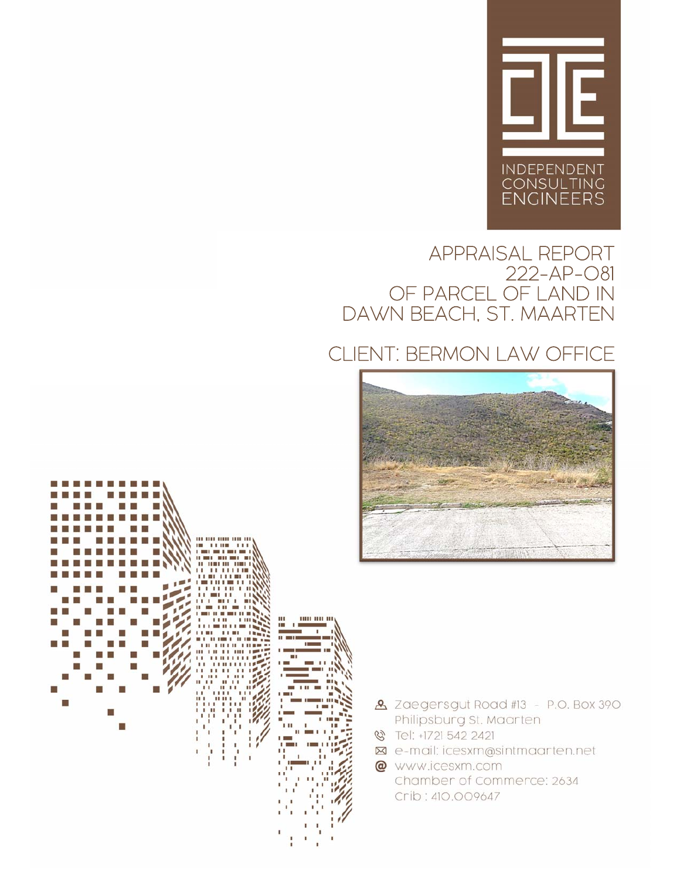INDEPENDENT CONSULTING ENGINEERS

# APPRAISAL REPORT 222-AP-081 OF PARCEL OF LAND IN DAWN BEACH, ST. MAARTEN

## CLIENT: BERMON LAW OFFICE

Zaegersgut Road #13 - P.O. Box 390
Philipsburg St. Maarten
Tel: +1721 542 2421
e-mail: icesxm@sintmaarten.net
www.icesxm.com
Chamber of Commerce: 2634
Crib : 410.009647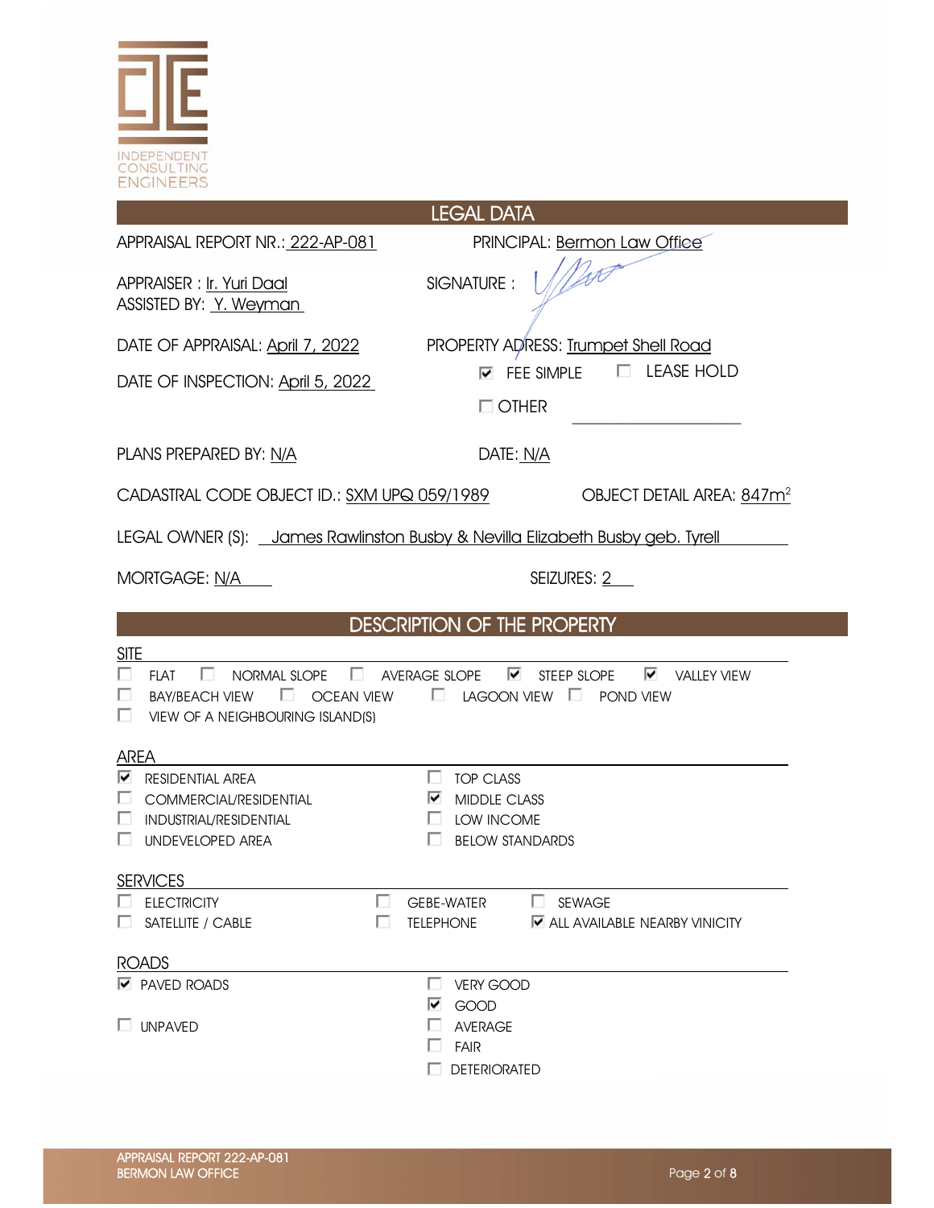INDEPENDENT CONSULTING ENGINEERS

## LEGAL DATA

APPRAISAL REPORT NR.: 222-AP-081

PRINCIPAL: Bermon Law Office

APPRAISER : Ir. Yuri Daal
ASSISTED BY: Y. Weyman

SIGNATURE :

DATE OF APPRAISAL: April 7, 2022

PROPERTY ADRESS: Trumpet Shell Road

DATE OF INSPECTION: April 5, 2022

- [x] FEE SIMPLE
- [ ] LEASE HOLD
- [ ] OTHER ____________________

PLANS PREPARED BY: N/A

DATE: N/A

CADASTRAL CODE OBJECT ID.: SXM UPQ 059/1989

OBJECT DETAIL AREA: 847m$^2$

LEGAL OWNER (S): James Rawlinston Busby & Nevilla Elizabeth Busby geb. Tyrell

MORTGAGE: N/A

SEIZURES: 2

## DESCRIPTION OF THE PROPERTY

### SITE

- [ ] FLAT
- [ ] NORMAL SLOPE
- [ ] AVERAGE SLOPE
- [x] STEEP SLOPE
- [x] VALLEY VIEW
- [ ] BAY/BEACH VIEW
- [ ] OCEAN VIEW
- [ ] LAGOON VIEW
- [ ] POND VIEW
- [ ] VIEW OF A NEIGHBOURING ISLAND(S)

### AREA

- [x] RESIDENTIAL AREA
- [ ] COMMERCIAL/RESIDENTIAL
- [ ] INDUSTRIAL/RESIDENTIAL
- [ ] UNDEVELOPED AREA
- [ ] TOP CLASS
- [x] MIDDLE CLASS
- [ ] LOW INCOME
- [ ] BELOW STANDARDS

### SERVICES

- [ ] ELECTRICITY
- [ ] SATELLITE / CABLE
- [ ] GEBE-WATER
- [ ] TELEPHONE
- [ ] SEWAGE
- [x] ALL AVAILABLE NEARBY VINICITY

### ROADS

- [x] PAVED ROADS
- [ ] UNPAVED
- [ ] VERY GOOD
- [x] GOOD
- [ ] AVERAGE
- [ ] FAIR
- [ ] DETERIORATED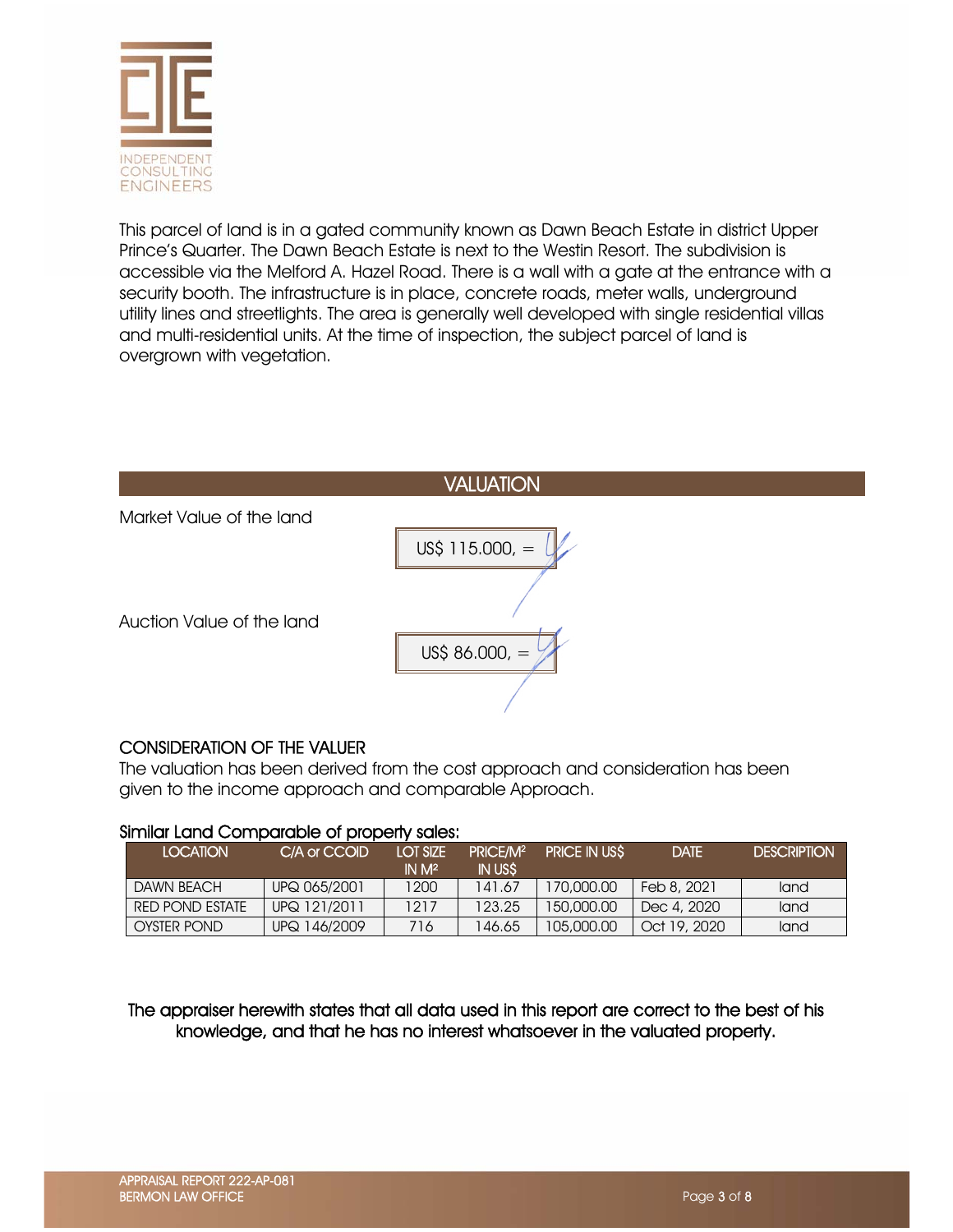This parcel of land is in a gated community known as Dawn Beach Estate in district Upper Prince's Quarter. The Dawn Beach Estate is next to the Westin Resort. The subdivision is accessible via the Melford A. Hazel Road. There is a wall with a gate at the entrance with a security booth. The infrastructure is in place, concrete roads, meter walls, underground utility lines and streetlights. The area is generally well developed with single residential villas and multi-residential units. At the time of inspection, the subject parcel of land is overgrown with vegetation.

## VALUATION

Market Value of the land — US$ 115.000, =

Auction Value of the land — US$ 86.000, =

### CONSIDERATION OF THE VALUER

The valuation has been derived from the cost approach and consideration has been given to the income approach and comparable Approach.

### Similar Land Comparable of property sales:

| LOCATION | C/A or CCOID | LOT SIZE IN M² | PRICE/M² IN US$ | PRICE IN US$ | DATE | DESCRIPTION |
|---|---|---|---|---|---|---|
| DAWN BEACH | UPQ 065/2001 | 1200 | 141.67 | 170,000.00 | Feb 8, 2021 | land |
| RED POND ESTATE | UPQ 121/2011 | 1217 | 123.25 | 150,000.00 | Dec 4, 2020 | land |
| OYSTER POND | UPQ 146/2009 | 716 | 146.65 | 105,000.00 | Oct 19, 2020 | land |

**The appraiser herewith states that all data used in this report are correct to the best of his knowledge, and that he has no interest whatsoever in the valuated property.**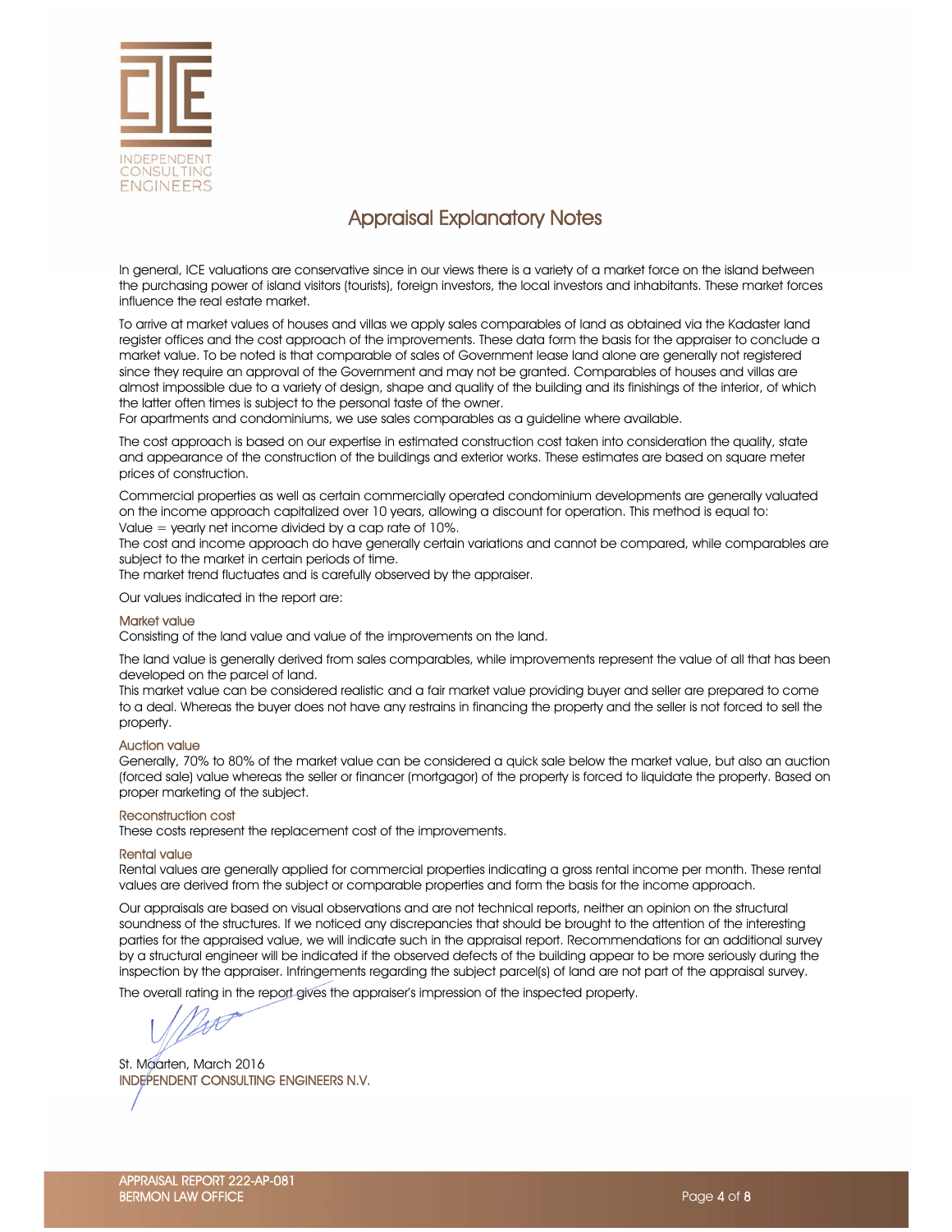INDEPENDENT CONSULTING ENGINEERS

# Appraisal Explanatory Notes

In general, ICE valuations are conservative since in our views there is a variety of a market force on the island between the purchasing power of island visitors (tourists), foreign investors, the local investors and inhabitants. These market forces influence the real estate market.

To arrive at market values of houses and villas we apply sales comparables of land as obtained via the Kadaster land register offices and the cost approach of the improvements. These data form the basis for the appraiser to conclude a market value. To be noted is that comparable of sales of Government lease land alone are generally not registered since they require an approval of the Government and may not be granted. Comparables of houses and villas are almost impossible due to a variety of design, shape and quality of the building and its finishings of the interior, of which the latter often times is subject to the personal taste of the owner.
For apartments and condominiums, we use sales comparables as a guideline where available.

The cost approach is based on our expertise in estimated construction cost taken into consideration the quality, state and appearance of the construction of the buildings and exterior works. These estimates are based on square meter prices of construction.

Commercial properties as well as certain commercially operated condominium developments are generally valuated on the income approach capitalized over 10 years, allowing a discount for operation. This method is equal to:
Value = yearly net income divided by a cap rate of 10%.
The cost and income approach do have generally certain variations and cannot be compared, while comparables are subject to the market in certain periods of time.
The market trend fluctuates and is carefully observed by the appraiser.

Our values indicated in the report are:

### Market value

Consisting of the land value and value of the improvements on the land.

The land value is generally derived from sales comparables, while improvements represent the value of all that has been developed on the parcel of land.
This market value can be considered realistic and a fair market value providing buyer and seller are prepared to come to a deal. Whereas the buyer does not have any restrains in financing the property and the seller is not forced to sell the property.

### Auction value

Generally, 70% to 80% of the market value can be considered a quick sale below the market value, but also an auction (forced sale) value whereas the seller or financer (mortgagor) of the property is forced to liquidate the property. Based on proper marketing of the subject.

### Reconstruction cost

These costs represent the replacement cost of the improvements.

### Rental value

Rental values are generally applied for commercial properties indicating a gross rental income per month. These rental values are derived from the subject or comparable properties and form the basis for the income approach.

Our appraisals are based on visual observations and are not technical reports, neither an opinion on the structural soundness of the structures. If we noticed any discrepancies that should be brought to the attention of the interesting parties for the appraised value, we will indicate such in the appraisal report. Recommendations for an additional survey by a structural engineer will be indicated if the observed defects of the building appear to be more seriously during the inspection by the appraiser. Infringements regarding the subject parcel(s) of land are not part of the appraisal survey.

The overall rating in the report gives the appraiser's impression of the inspected property.

St. Maarten, March 2016
INDEPENDENT CONSULTING ENGINEERS N.V.

APPRAISAL REPORT 222-AP-081
BERMON LAW OFFICE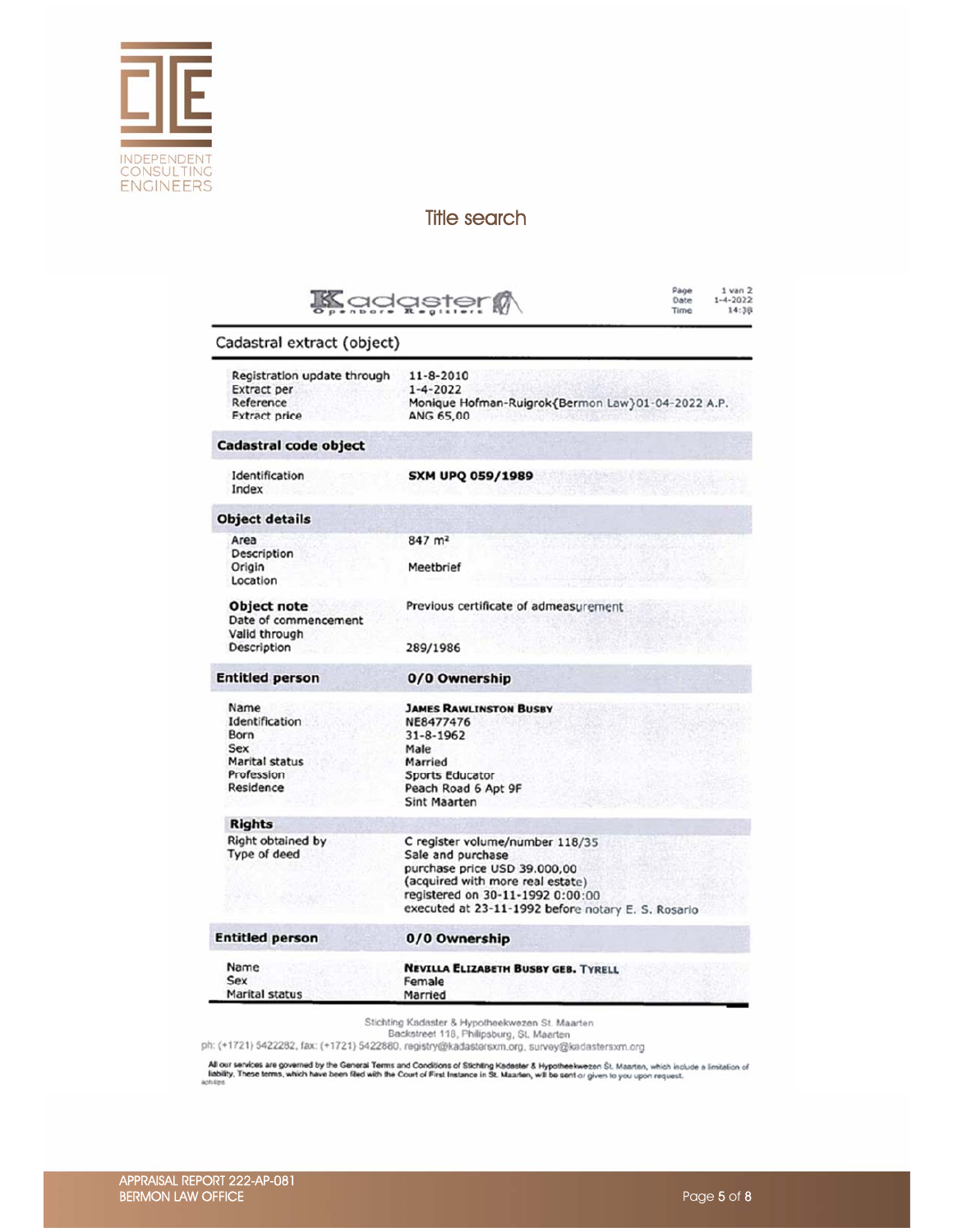## Title search

**Kadaster**
Openbare Registers

Page 1 van 2
Date 1-4-2022
Time 14:38

### Cadastral extract (object)

| | |
|---|---|
| Registration update through | 11-8-2010 |
| Extract per | 1-4-2022 |
| Reference | Monique Hofman-Ruigrok{Bermon Law}01-04-2022 A.P. |
| Extract price | ANG 65,00 |

**Cadastral code object**

| | |
|---|---|
| Identification | **SXM UPQ 059/1989** |
| Index | |

**Object details**

| | |
|---|---|
| Area | 847 m² |
| Description | |
| Origin | Meetbrief |
| Location | |

| | |
|---|---|
| **Object note** | Previous certificate of admeasurement |
| Date of commencement | |
| Valid through | |
| Description | 289/1986 |

**Entitled person** — **0/0 Ownership**

| | |
|---|---|
| Name | **JAMES RAWLINSTON BUSBY** |
| Identification | NE8477476 |
| Born | 31-8-1962 |
| Sex | Male |
| Marital status | Married |
| Profession | Sports Educator |
| Residence | Peach Road 6 Apt 9F<br>Sint Maarten |

**Rights**

| | |
|---|---|
| Right obtained by | C register volume/number 118/35 |
| Type of deed | Sale and purchase<br>purchase price USD 39.000,00<br>(acquired with more real estate)<br>registered on 30-11-1992 0:00:00<br>executed at 23-11-1992 before notary E. S. Rosario |

**Entitled person** — **0/0 Ownership**

| | |
|---|---|
| Name | **NEVILLA ELIZABETH BUSBY GEB. TYRELL** |
| Sex | Female |
| Marital status | Married |

Stichting Kadaster & Hypotheekwezen St. Maarten
Backstreet 118, Philipsburg, St. Maarten
ph: (+1721) 5422282, fax: (+1721) 5422880, registry@kadastersxm.org, survey@kadastersxm.org

All our services are governed by the General Terms and Conditions of Stichting Kadaster & Hypotheekwezen St. Maarten, which include a limitation of liability. These terms, which have been filed with the Court of First Instance in St. Maarten, will be sent or given to you upon request.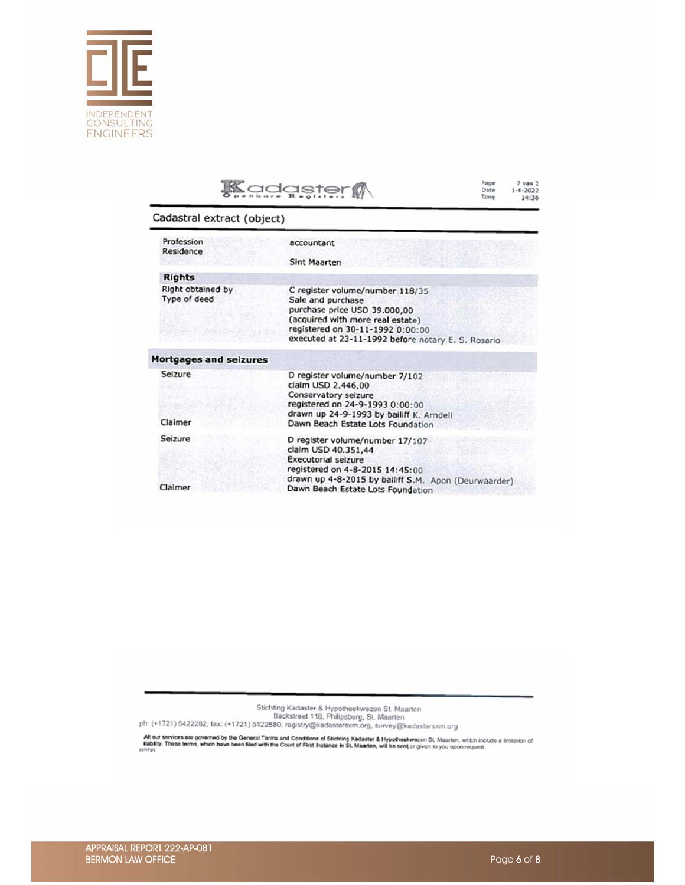Kadaster
Openbare Registers

Page 2 van 2
Date 1-4-2022
Time 14:38

## Cadastral extract (object)

| | |
|---|---|
| Profession | accountant |
| Residence | Sint Maarten |

**Rights**

| | |
|---|---|
| Right obtained by | C register volume/number 118/35 |
| Type of deed | Sale and purchase<br>purchase price USD 39.000,00<br>(acquired with more real estate)<br>registered on 30-11-1992 0:00:00<br>executed at 23-11-1992 before notary E. S. Rosario |

**Mortgages and seizures**

| | |
|---|---|
| Seizure | D register volume/number 7/102<br>claim USD 2.446,00<br>Conservatory seizure<br>registered on 24-9-1993 0:00:00<br>drawn up 24-9-1993 by bailiff K. Arndell |
| Claimer | Dawn Beach Estate Lots Foundation |
| Seizure | D register volume/number 17/107<br>claim USD 40.351,44<br>Executorial seizure<br>registered on 4-8-2015 14:45:00<br>drawn up 4-8-2015 by bailiff S.M. Apon (Deurwaarder) |
| Claimer | Dawn Beach Estate Lots Foundation |

Stichting Kadaster & Hypotheekwezen St. Maarten
Backstreet 118, Philipsburg, St. Maarten
ph: (+1721) 5422282, fax: (+1721) 5422880, registry@kadastersxm.org, survey@kadastersxm.org

All our services are governed by the General Terms and Conditions of Stichting Kadaster & Hypotheekwezen St. Maarten, which include a limitation of liability. These terms, which have been filed with the Court of First Instance in St. Maarten, will be sent or given to you upon request.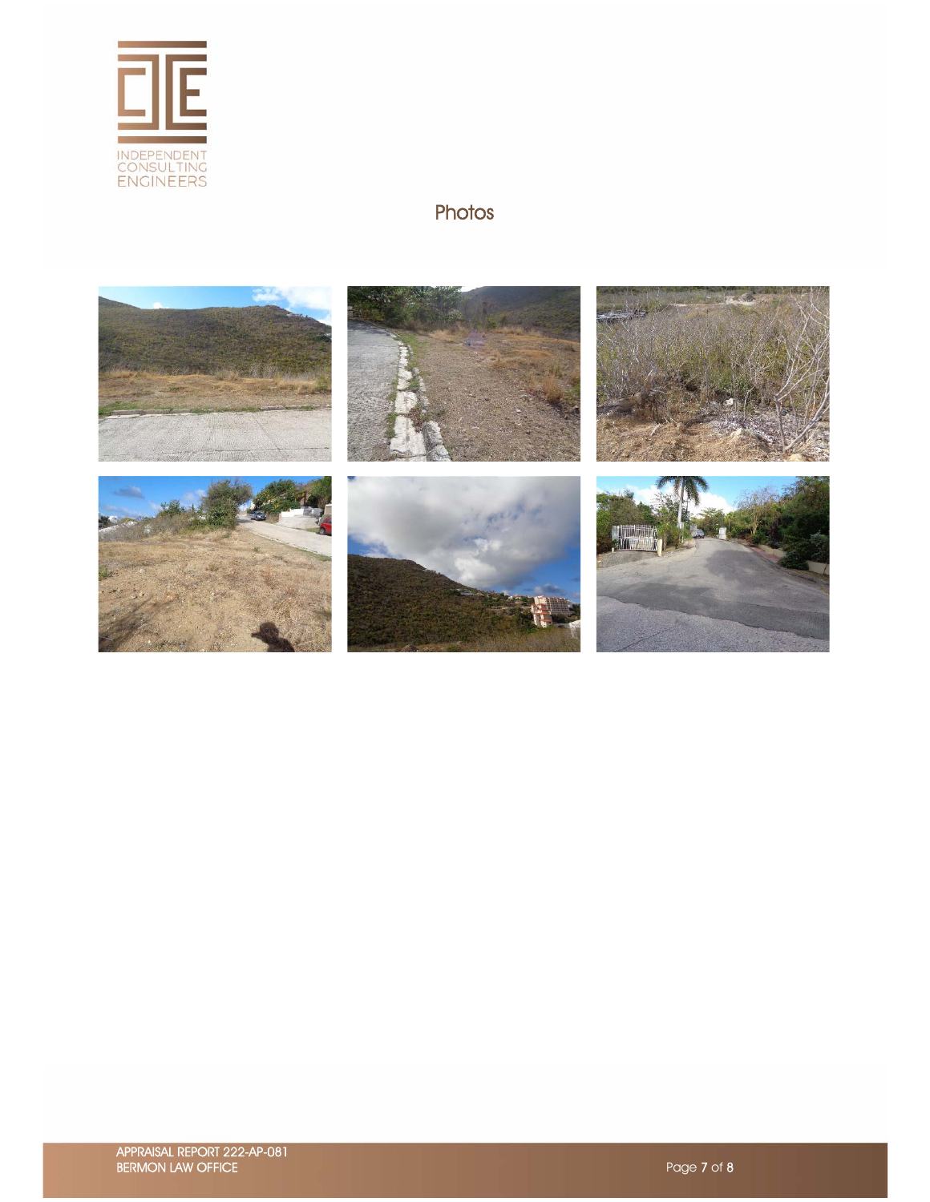# Photos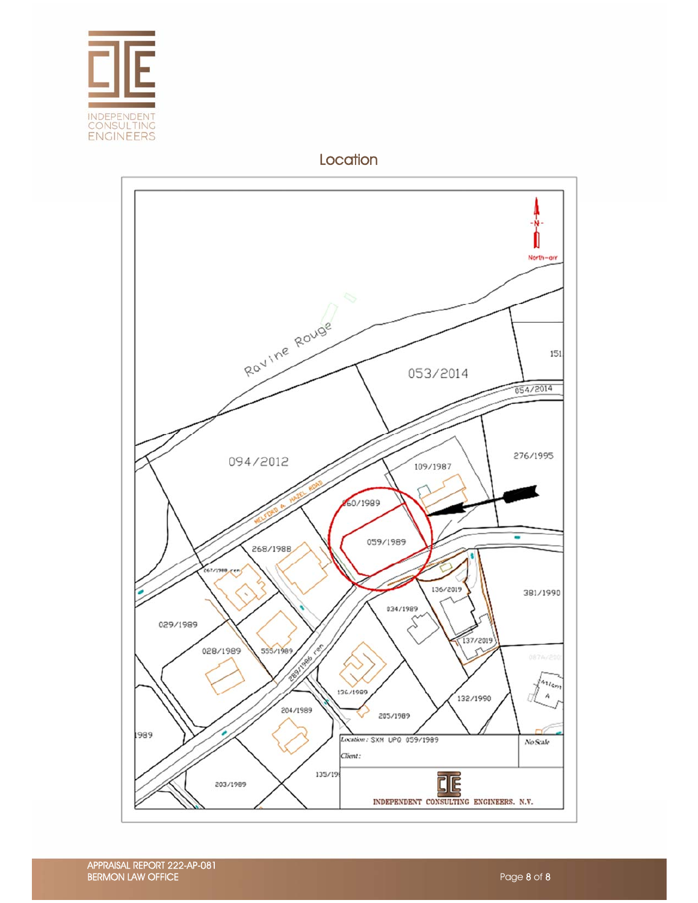# Location

Ravine Rouge

053/2014

054/2014

151

094/2012

276/1995

109/1987

MELFORD A. HAZEL ROAD

060/1989

059/1989

268/1988

267/1988 rem

136/2019

381/1990

034/1989

137/2019

029/1989

028/1989

555/1989

289/1986 rem

136/1989

132/1990

204/1989

205/1989

1989

203/1989

135/19

Location : SXM UPO 059/1989

Client :

No Scale

INDEPENDENT CONSULTING ENGINEERS. N.V.